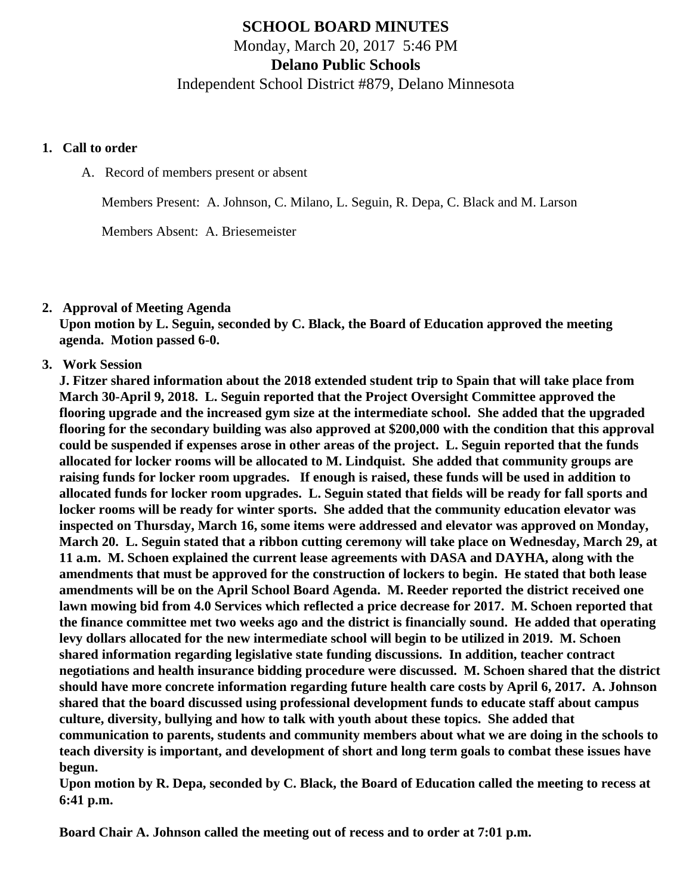# SCHOOL BOARD MINUTES

Monday, March 20, 2017 5:46 PM

**Delano Public Schools**

Independent School District #879, Delano Minnesota

1. **Call to order**

   A. Record of members present or absent

   Members Present: A. Johnson, C. Milano, L. Seguin, R. Depa, C. Black and M. Larson

   Members Absent: A. Briesemeister

2. **Approval of Meeting Agenda**

   **Upon motion by L. Seguin, seconded by C. Black, the Board of Education approved the meeting agenda. Motion passed 6-0.**

3. **Work Session**

   **J. Fitzer shared information about the 2018 extended student trip to Spain that will take place from March 30-April 9, 2018. L. Seguin reported that the Project Oversight Committee approved the flooring upgrade and the increased gym size at the intermediate school. She added that the upgraded flooring for the secondary building was also approved at $200,000 with the condition that this approval could be suspended if expenses arose in other areas of the project. L. Seguin reported that the funds allocated for locker rooms will be allocated to M. Lindquist. She added that community groups are raising funds for locker room upgrades. If enough is raised, these funds will be used in addition to allocated funds for locker room upgrades. L. Seguin stated that fields will be ready for fall sports and locker rooms will be ready for winter sports. She added that the community education elevator was inspected on Thursday, March 16, some items were addressed and elevator was approved on Monday, March 20. L. Seguin stated that a ribbon cutting ceremony will take place on Wednesday, March 29, at 11 a.m. M. Schoen explained the current lease agreements with DASA and DAYHA, along with the amendments that must be approved for the construction of lockers to begin. He stated that both lease amendments will be on the April School Board Agenda. M. Reeder reported the district received one lawn mowing bid from 4.0 Services which reflected a price decrease for 2017. M. Schoen reported that the finance committee met two weeks ago and the district is financially sound. He added that operating levy dollars allocated for the new intermediate school will begin to be utilized in 2019. M. Schoen shared information regarding legislative state funding discussions. In addition, teacher contract negotiations and health insurance bidding procedure were discussed. M. Schoen shared that the district should have more concrete information regarding future health care costs by April 6, 2017. A. Johnson shared that the board discussed using professional development funds to educate staff about campus culture, diversity, bullying and how to talk with youth about these topics. She added that communication to parents, students and community members about what we are doing in the schools to teach diversity is important, and development of short and long term goals to combat these issues have begun.**

   **Upon motion by R. Depa, seconded by C. Black, the Board of Education called the meeting to recess at 6:41 p.m.**

   **Board Chair A. Johnson called the meeting out of recess and to order at 7:01 p.m.**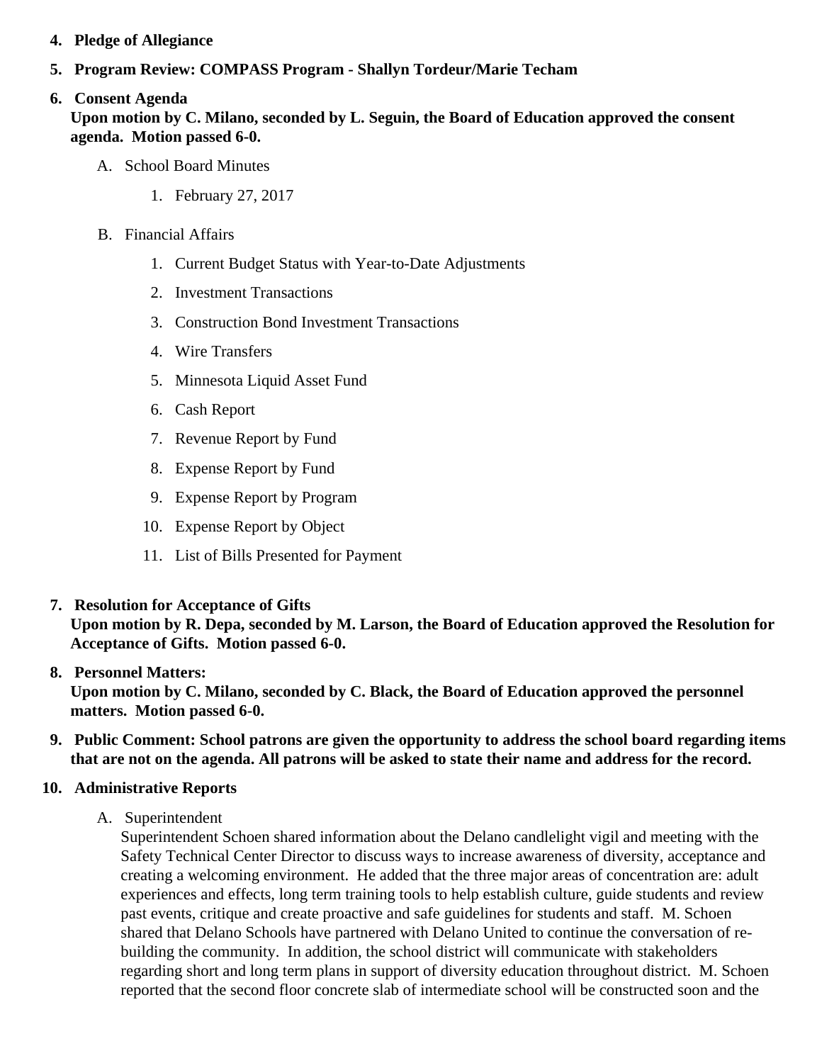4. **Pledge of Allegiance**
5. **Program Review: COMPASS Program - Shallyn Tordeur/Marie Techam**
6. **Consent Agenda**
   **Upon motion by C. Milano, seconded by L. Seguin, the Board of Education approved the consent agenda. Motion passed 6-0.**
   A. School Board Minutes
      1. February 27, 2017
   B. Financial Affairs
      1. Current Budget Status with Year-to-Date Adjustments
      2. Investment Transactions
      3. Construction Bond Investment Transactions
      4. Wire Transfers
      5. Minnesota Liquid Asset Fund
      6. Cash Report
      7. Revenue Report by Fund
      8. Expense Report by Fund
      9. Expense Report by Program
      10. Expense Report by Object
      11. List of Bills Presented for Payment
7. **Resolution for Acceptance of Gifts**
   **Upon motion by R. Depa, seconded by M. Larson, the Board of Education approved the Resolution for Acceptance of Gifts. Motion passed 6-0.**
8. **Personnel Matters:**
   **Upon motion by C. Milano, seconded by C. Black, the Board of Education approved the personnel matters. Motion passed 6-0.**
9. **Public Comment: School patrons are given the opportunity to address the school board regarding items that are not on the agenda. All patrons will be asked to state their name and address for the record.**
10. **Administrative Reports**
    A. Superintendent
       Superintendent Schoen shared information about the Delano candlelight vigil and meeting with the Safety Technical Center Director to discuss ways to increase awareness of diversity, acceptance and creating a welcoming environment. He added that the three major areas of concentration are: adult experiences and effects, long term training tools to help establish culture, guide students and review past events, critique and create proactive and safe guidelines for students and staff. M. Schoen shared that Delano Schools have partnered with Delano United to continue the conversation of re-building the community. In addition, the school district will communicate with stakeholders regarding short and long term plans in support of diversity education throughout district. M. Schoen reported that the second floor concrete slab of intermediate school will be constructed soon and the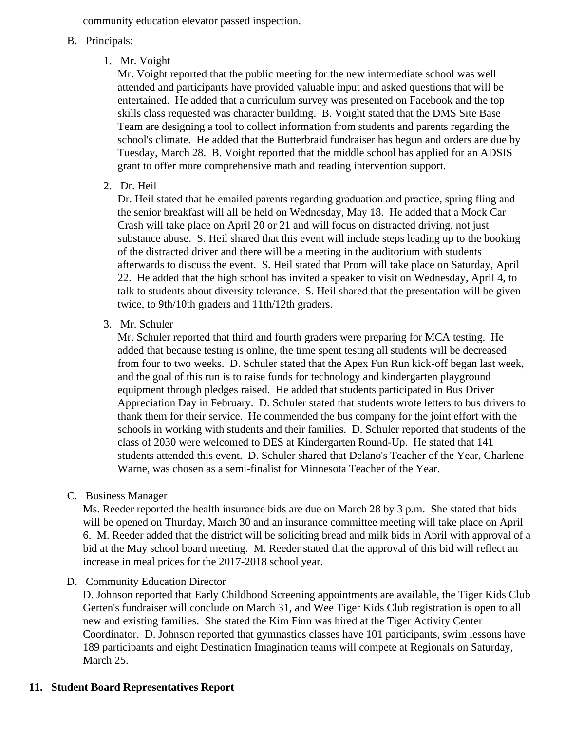community education elevator passed inspection.

B. Principals:

1. Mr. Voight

   Mr. Voight reported that the public meeting for the new intermediate school was well attended and participants have provided valuable input and asked questions that will be entertained. He added that a curriculum survey was presented on Facebook and the top skills class requested was character building. B. Voight stated that the DMS Site Base Team are designing a tool to collect information from students and parents regarding the school's climate. He added that the Butterbraid fundraiser has begun and orders are due by Tuesday, March 28. B. Voight reported that the middle school has applied for an ADSIS grant to offer more comprehensive math and reading intervention support.

2. Dr. Heil

   Dr. Heil stated that he emailed parents regarding graduation and practice, spring fling and the senior breakfast will all be held on Wednesday, May 18. He added that a Mock Car Crash will take place on April 20 or 21 and will focus on distracted driving, not just substance abuse. S. Heil shared that this event will include steps leading up to the booking of the distracted driver and there will be a meeting in the auditorium with students afterwards to discuss the event. S. Heil stated that Prom will take place on Saturday, April 22. He added that the high school has invited a speaker to visit on Wednesday, April 4, to talk to students about diversity tolerance. S. Heil shared that the presentation will be given twice, to 9th/10th graders and 11th/12th graders.

3. Mr. Schuler

   Mr. Schuler reported that third and fourth graders were preparing for MCA testing. He added that because testing is online, the time spent testing all students will be decreased from four to two weeks. D. Schuler stated that the Apex Fun Run kick-off began last week, and the goal of this run is to raise funds for technology and kindergarten playground equipment through pledges raised. He added that students participated in Bus Driver Appreciation Day in February. D. Schuler stated that students wrote letters to bus drivers to thank them for their service. He commended the bus company for the joint effort with the schools in working with students and their families. D. Schuler reported that students of the class of 2030 were welcomed to DES at Kindergarten Round-Up. He stated that 141 students attended this event. D. Schuler shared that Delano's Teacher of the Year, Charlene Warne, was chosen as a semi-finalist for Minnesota Teacher of the Year.

C. Business Manager

   Ms. Reeder reported the health insurance bids are due on March 28 by 3 p.m. She stated that bids will be opened on Thurday, March 30 and an insurance committee meeting will take place on April 6. M. Reeder added that the district will be soliciting bread and milk bids in April with approval of a bid at the May school board meeting. M. Reeder stated that the approval of this bid will reflect an increase in meal prices for the 2017-2018 school year.

D. Community Education Director

   D. Johnson reported that Early Childhood Screening appointments are available, the Tiger Kids Club Gerten's fundraiser will conclude on March 31, and Wee Tiger Kids Club registration is open to all new and existing families. She stated the Kim Finn was hired at the Tiger Activity Center Coordinator. D. Johnson reported that gymnastics classes have 101 participants, swim lessons have 189 participants and eight Destination Imagination teams will compete at Regionals on Saturday, March 25.

## 11. Student Board Representatives Report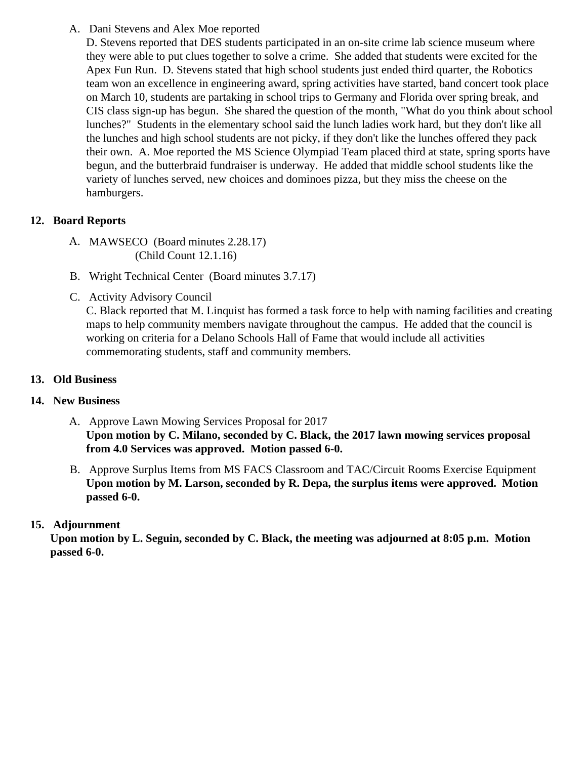A. Dani Stevens and Alex Moe reported

D. Stevens reported that DES students participated in an on-site crime lab science museum where they were able to put clues together to solve a crime. She added that students were excited for the Apex Fun Run. D. Stevens stated that high school students just ended third quarter, the Robotics team won an excellence in engineering award, spring activities have started, band concert took place on March 10, students are partaking in school trips to Germany and Florida over spring break, and CIS class sign-up has begun. She shared the question of the month, "What do you think about school lunches?" Students in the elementary school said the lunch ladies work hard, but they don't like all the lunches and high school students are not picky, if they don't like the lunches offered they pack their own. A. Moe reported the MS Science Olympiad Team placed third at state, spring sports have begun, and the butterbraid fundraiser is underway. He added that middle school students like the variety of lunches served, new choices and dominoes pizza, but they miss the cheese on the hamburgers.

**12. Board Reports**

A. MAWSECO (Board minutes 2.28.17)
(Child Count 12.1.16)

B. Wright Technical Center (Board minutes 3.7.17)

C. Activity Advisory Council

C. Black reported that M. Linquist has formed a task force to help with naming facilities and creating maps to help community members navigate throughout the campus. He added that the council is working on criteria for a Delano Schools Hall of Fame that would include all activities commemorating students, staff and community members.

**13. Old Business**

**14. New Business**

A. Approve Lawn Mowing Services Proposal for 2017

**Upon motion by C. Milano, seconded by C. Black, the 2017 lawn mowing services proposal from 4.0 Services was approved. Motion passed 6-0.**

B. Approve Surplus Items from MS FACS Classroom and TAC/Circuit Rooms Exercise Equipment

**Upon motion by M. Larson, seconded by R. Depa, the surplus items were approved. Motion passed 6-0.**

**15. Adjournment**

**Upon motion by L. Seguin, seconded by C. Black, the meeting was adjourned at 8:05 p.m. Motion passed 6-0.**